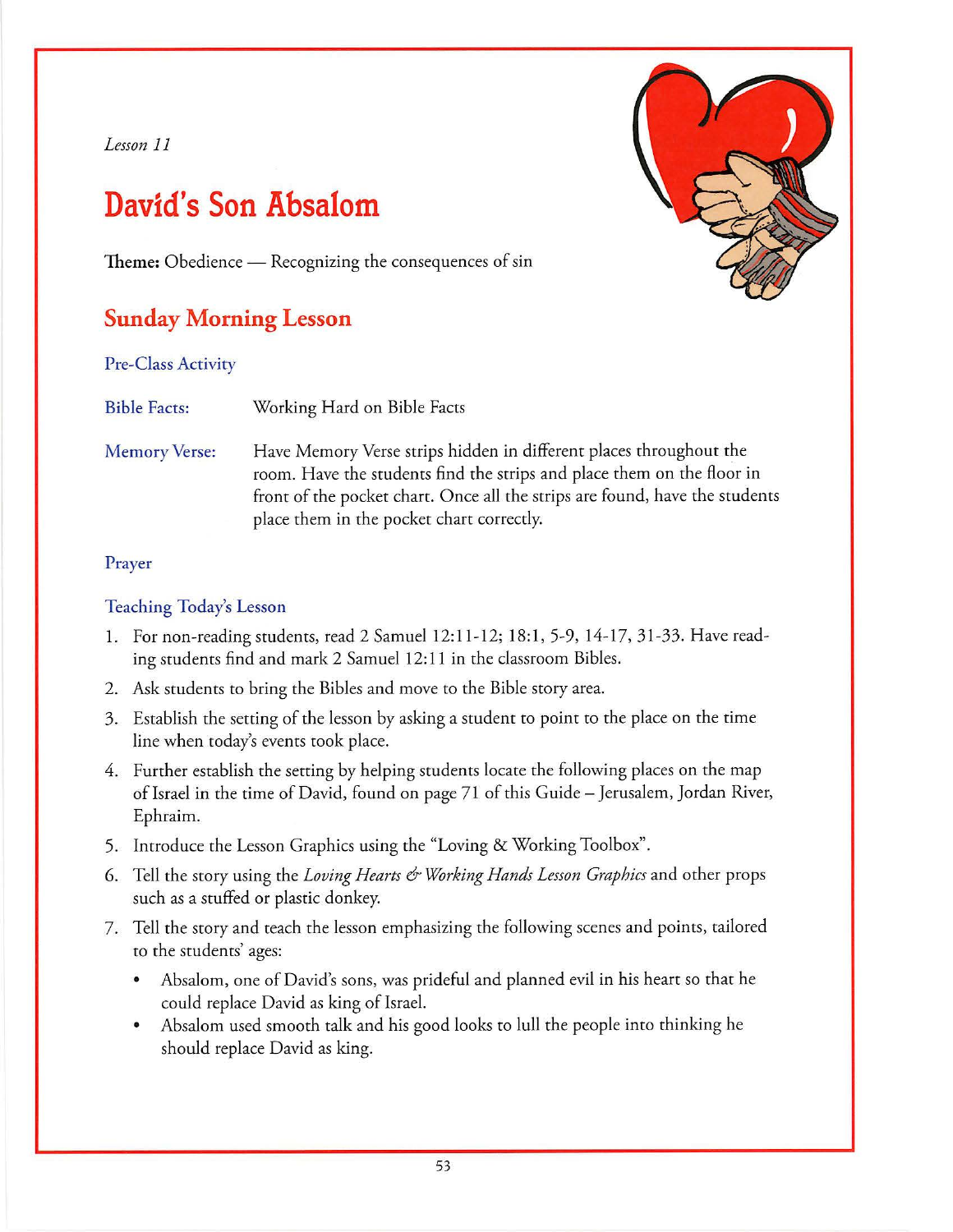*Lesson 11*

# David's Son Absalom

**Theme:** Obedience — Recognizing the consequences of sin

## Sunday Morning Lesson

### Pre-Class Activity

**Bible Facts:** Working Hard on Bible Facts

**Memory Verse:** Have Memory Verse strips hidden in different places throughout the room. Have the students find the strips and place them on the floor in front of the pocket chart. Once all the strips are found, have the students place them in the pocket chart correctly.

### Prayer

### Teaching Today's Lesson

1. For non-reading students, read 2 Samuel 12:11-12; 18:1, 5-9, 14-17, 31-33. Have reading students find and mark 2 Samuel 12:11 in the classroom Bibles.
2. Ask students to bring the Bibles and move to the Bible story area.
3. Establish the setting of the lesson by asking a student to point to the place on the time line when today's events took place.
4. Further establish the setting by helping students locate the following places on the map of Israel in the time of David, found on page 71 of this Guide – Jerusalem, Jordan River, Ephraim.
5. Introduce the Lesson Graphics using the "Loving & Working Toolbox".
6. Tell the story using the *Loving Hearts & Working Hands Lesson Graphics* and other props such as a stuffed or plastic donkey.
7. Tell the story and teach the lesson emphasizing the following scenes and points, tailored to the students' ages:
   - Absalom, one of David's sons, was prideful and planned evil in his heart so that he could replace David as king of Israel.
   - Absalom used smooth talk and his good looks to lull the people into thinking he should replace David as king.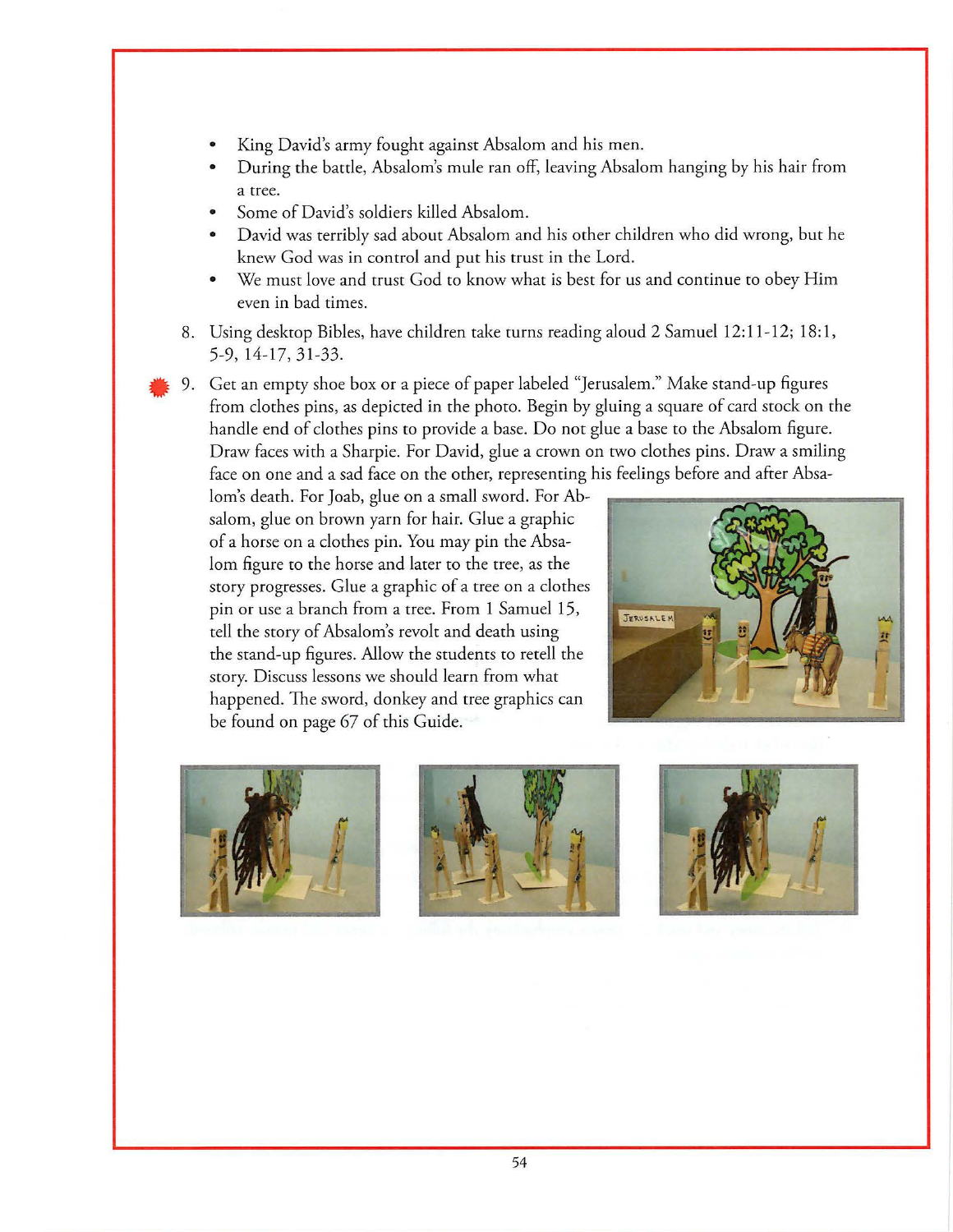- King David's army fought against Absalom and his men.
- During the battle, Absalom's mule ran off, leaving Absalom hanging by his hair from a tree.
- Some of David's soldiers killed Absalom.
- David was terribly sad about Absalom and his other children who did wrong, but he knew God was in control and put his trust in the Lord.
- We must love and trust God to know what is best for us and continue to obey Him even in bad times.

8. Using desktop Bibles, have children take turns reading aloud 2 Samuel 12:11-12; 18:1, 5-9, 14-17, 31-33.

9. Get an empty shoe box or a piece of paper labeled "Jerusalem." Make stand-up figures from clothes pins, as depicted in the photo. Begin by gluing a square of card stock on the handle end of clothes pins to provide a base. Do not glue a base to the Absalom figure. Draw faces with a Sharpie. For David, glue a crown on two clothes pins. Draw a smiling face on one and a sad face on the other, representing his feelings before and after Absalom's death. For Joab, glue on a small sword. For Absalom, glue on brown yarn for hair. Glue a graphic of a horse on a clothes pin. You may pin the Absalom figure to the horse and later to the tree, as the story progresses. Glue a graphic of a tree on a clothes pin or use a branch from a tree. From 1 Samuel 15, tell the story of Absalom's revolt and death using the stand-up figures. Allow the students to retell the story. Discuss lessons we should learn from what happened. The sword, donkey and tree graphics can be found on page 67 of this Guide.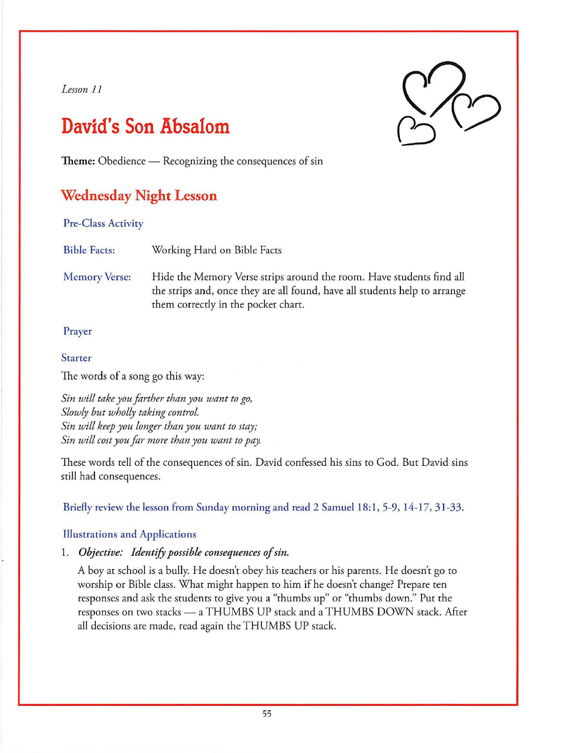*Lesson 11*

# David's Son Absalom

**Theme:** Obedience — Recognizing the consequences of sin

## Wednesday Night Lesson

### Pre-Class Activity

Bible Facts: Working Hard on Bible Facts

Memory Verse: Hide the Memory Verse strips around the room. Have students find all the strips and, once they are all found, have all students help to arrange them correctly in the pocket chart.

### Prayer

### Starter

The words of a song go this way:

*Sin will take you farther than you want to go,*
*Slowly but wholly taking control.*
*Sin will keep you longer than you want to stay;*
*Sin will cost you far more than you want to pay.*

These words tell of the consequences of sin. David confessed his sins to God. But David sins still had consequences.

Briefly review the lesson from Sunday morning and read 2 Samuel 18:1, 5-9, 14-17, 31-33.

### Illustrations and Applications

1. ***Objective: Identify possible consequences of sin.***

   A boy at school is a bully. He doesn't obey his teachers or his parents. He doesn't go to worship or Bible class. What might happen to him if he doesn't change? Prepare ten responses and ask the students to give you a "thumbs up" or "thumbs down." Put the responses on two stacks — a THUMBS UP stack and a THUMBS DOWN stack. After all decisions are made, read again the THUMBS UP stack.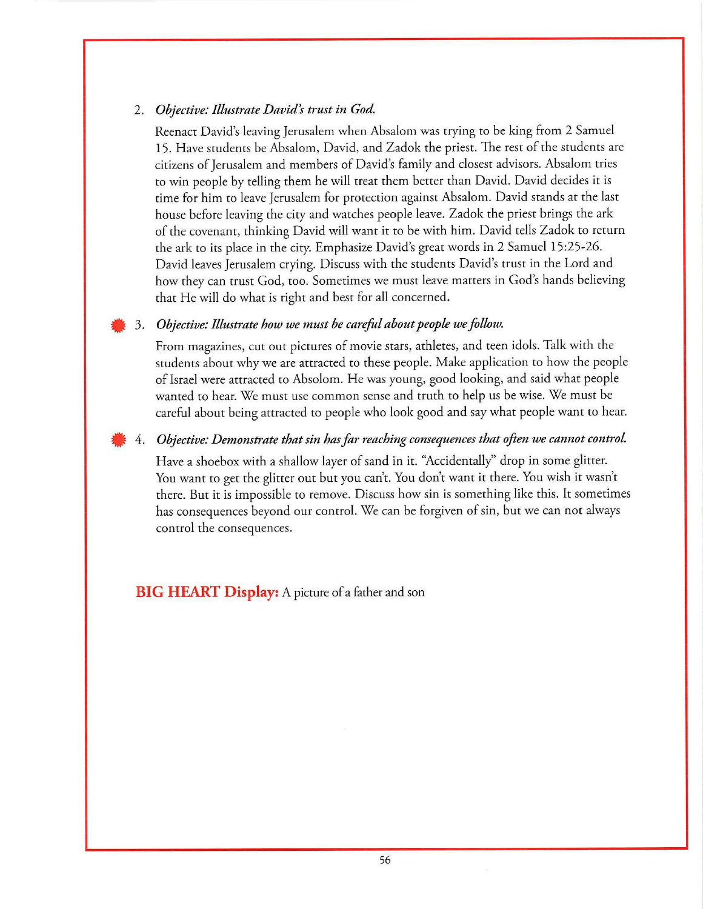2. ***Objective: Illustrate David's trust in God.***

   Reenact David's leaving Jerusalem when Absalom was trying to be king from 2 Samuel 15. Have students be Absalom, David, and Zadok the priest. The rest of the students are citizens of Jerusalem and members of David's family and closest advisors. Absalom tries to win people by telling them he will treat them better than David. David decides it is time for him to leave Jerusalem for protection against Absalom. David stands at the last house before leaving the city and watches people leave. Zadok the priest brings the ark of the covenant, thinking David will want it to be with him. David tells Zadok to return the ark to its place in the city. Emphasize David's great words in 2 Samuel 15:25-26. David leaves Jerusalem crying. Discuss with the students David's trust in the Lord and how they can trust God, too. Sometimes we must leave matters in God's hands believing that He will do what is right and best for all concerned.

3. ***Objective: Illustrate how we must be careful about people we follow.***

   From magazines, cut out pictures of movie stars, athletes, and teen idols. Talk with the students about why we are attracted to these people. Make application to how the people of Israel were attracted to Absolom. He was young, good looking, and said what people wanted to hear. We must use common sense and truth to help us be wise. We must be careful about being attracted to people who look good and say what people want to hear.

4. ***Objective: Demonstrate that sin has far reaching consequences that often we cannot control.***

   Have a shoebox with a shallow layer of sand in it. "Accidentally" drop in some glitter. You want to get the glitter out but you can't. You don't want it there. You wish it wasn't there. But it is impossible to remove. Discuss how sin is something like this. It sometimes has consequences beyond our control. We can be forgiven of sin, but we can not always control the consequences.

**BIG HEART Display:** A picture of a father and son